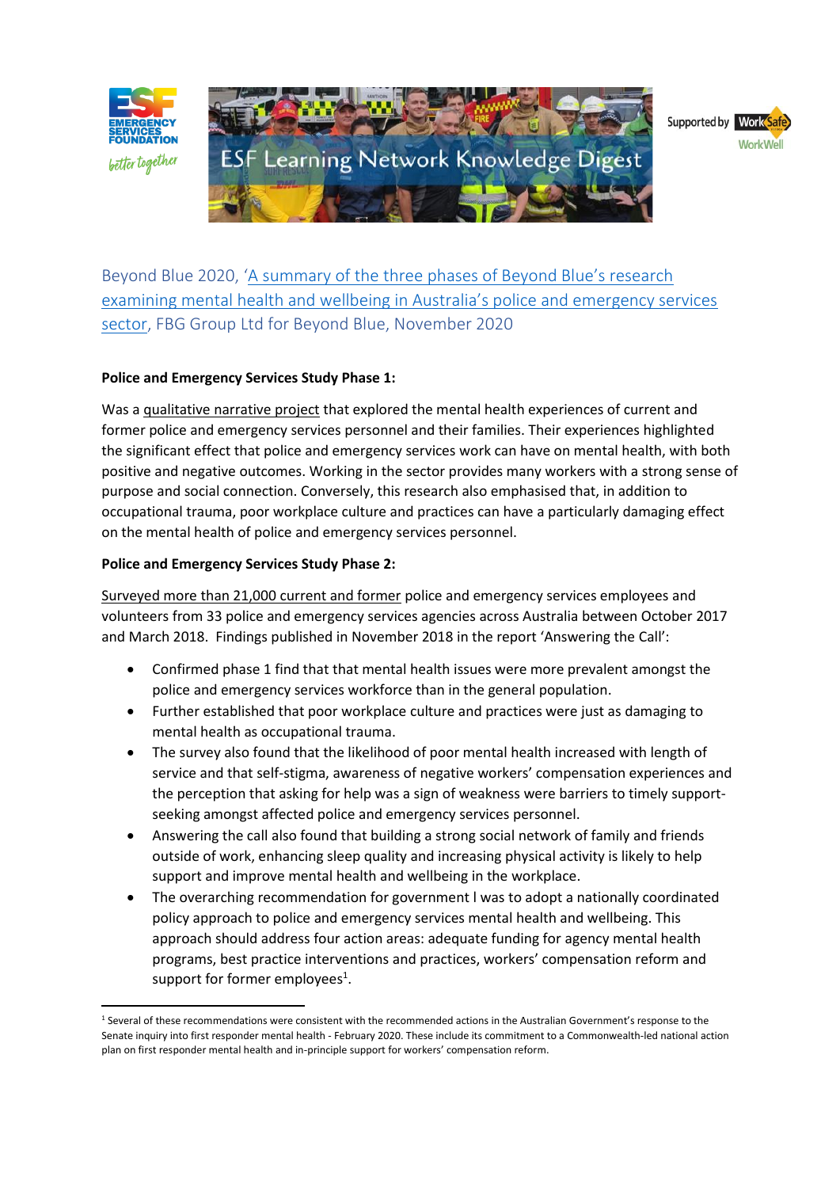ESF Learning Network Knowledge Digest

Beyond Blue 2020, 'A summary of the three phases of Beyond Blue's research examining mental health and wellbeing in Australia's police and emergency services sector, FBG Group Ltd for Beyond Blue, November 2020

**Police and Emergency Services Study Phase 1:**

Was a qualitative narrative project that explored the mental health experiences of current and former police and emergency services personnel and their families. Their experiences highlighted the significant effect that police and emergency services work can have on mental health, with both positive and negative outcomes. Working in the sector provides many workers with a strong sense of purpose and social connection. Conversely, this research also emphasised that, in addition to occupational trauma, poor workplace culture and practices can have a particularly damaging effect on the mental health of police and emergency services personnel.

**Police and Emergency Services Study Phase 2:**

Surveyed more than 21,000 current and former police and emergency services employees and volunteers from 33 police and emergency services agencies across Australia between October 2017 and March 2018. Findings published in November 2018 in the report 'Answering the Call':

- Confirmed phase 1 find that that mental health issues were more prevalent amongst the police and emergency services workforce than in the general population.
- Further established that poor workplace culture and practices were just as damaging to mental health as occupational trauma.
- The survey also found that the likelihood of poor mental health increased with length of service and that self-stigma, awareness of negative workers' compensation experiences and the perception that asking for help was a sign of weakness were barriers to timely support-seeking amongst affected police and emergency services personnel.
- Answering the call also found that building a strong social network of family and friends outside of work, enhancing sleep quality and increasing physical activity is likely to help support and improve mental health and wellbeing in the workplace.
- The overarching recommendation for government l was to adopt a nationally coordinated policy approach to police and emergency services mental health and wellbeing. This approach should address four action areas: adequate funding for agency mental health programs, best practice interventions and practices, workers' compensation reform and support for former employees[1].

[1] Several of these recommendations were consistent with the recommended actions in the Australian Government's response to the Senate inquiry into first responder mental health - February 2020. These include its commitment to a Commonwealth-led national action plan on first responder mental health and in-principle support for workers' compensation reform.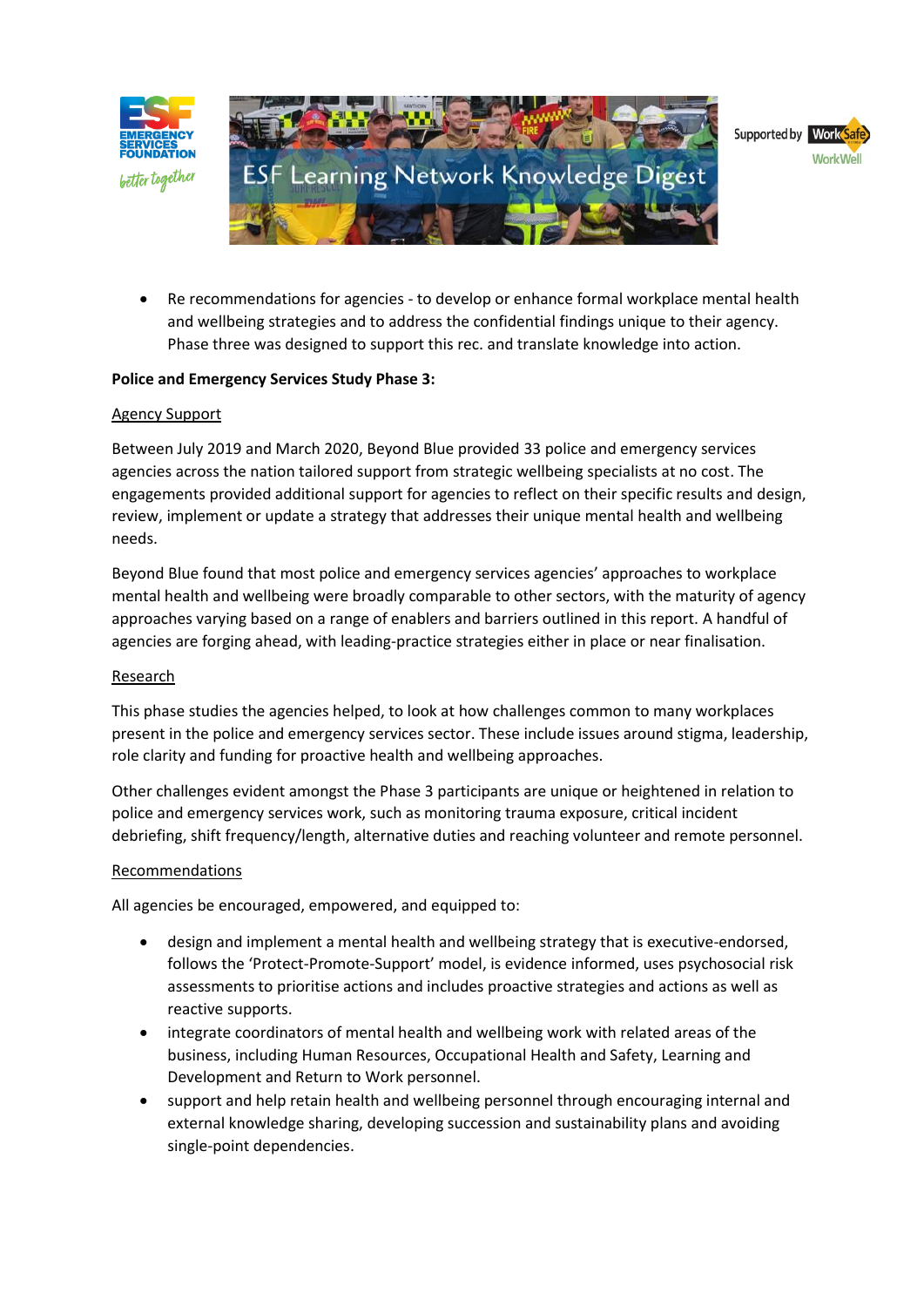- Re recommendations for agencies - to develop or enhance formal workplace mental health and wellbeing strategies and to address the confidential findings unique to their agency. Phase three was designed to support this rec. and translate knowledge into action.

**Police and Emergency Services Study Phase 3:**

Agency Support

Between July 2019 and March 2020, Beyond Blue provided 33 police and emergency services agencies across the nation tailored support from strategic wellbeing specialists at no cost. The engagements provided additional support for agencies to reflect on their specific results and design, review, implement or update a strategy that addresses their unique mental health and wellbeing needs.

Beyond Blue found that most police and emergency services agencies' approaches to workplace mental health and wellbeing were broadly comparable to other sectors, with the maturity of agency approaches varying based on a range of enablers and barriers outlined in this report. A handful of agencies are forging ahead, with leading-practice strategies either in place or near finalisation.

Research

This phase studies the agencies helped, to look at how challenges common to many workplaces present in the police and emergency services sector. These include issues around stigma, leadership, role clarity and funding for proactive health and wellbeing approaches.

Other challenges evident amongst the Phase 3 participants are unique or heightened in relation to police and emergency services work, such as monitoring trauma exposure, critical incident debriefing, shift frequency/length, alternative duties and reaching volunteer and remote personnel.

Recommendations

All agencies be encouraged, empowered, and equipped to:

- design and implement a mental health and wellbeing strategy that is executive-endorsed, follows the 'Protect-Promote-Support' model, is evidence informed, uses psychosocial risk assessments to prioritise actions and includes proactive strategies and actions as well as reactive supports.
- integrate coordinators of mental health and wellbeing work with related areas of the business, including Human Resources, Occupational Health and Safety, Learning and Development and Return to Work personnel.
- support and help retain health and wellbeing personnel through encouraging internal and external knowledge sharing, developing succession and sustainability plans and avoiding single-point dependencies.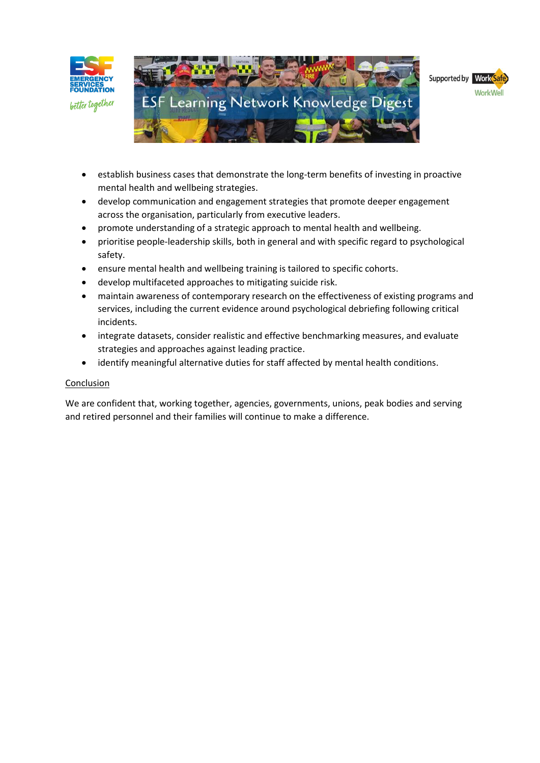- establish business cases that demonstrate the long-term benefits of investing in proactive mental health and wellbeing strategies.
- develop communication and engagement strategies that promote deeper engagement across the organisation, particularly from executive leaders.
- promote understanding of a strategic approach to mental health and wellbeing.
- prioritise people-leadership skills, both in general and with specific regard to psychological safety.
- ensure mental health and wellbeing training is tailored to specific cohorts.
- develop multifaceted approaches to mitigating suicide risk.
- maintain awareness of contemporary research on the effectiveness of existing programs and services, including the current evidence around psychological debriefing following critical incidents.
- integrate datasets, consider realistic and effective benchmarking measures, and evaluate strategies and approaches against leading practice.
- identify meaningful alternative duties for staff affected by mental health conditions.

Conclusion

We are confident that, working together, agencies, governments, unions, peak bodies and serving and retired personnel and their families will continue to make a difference.